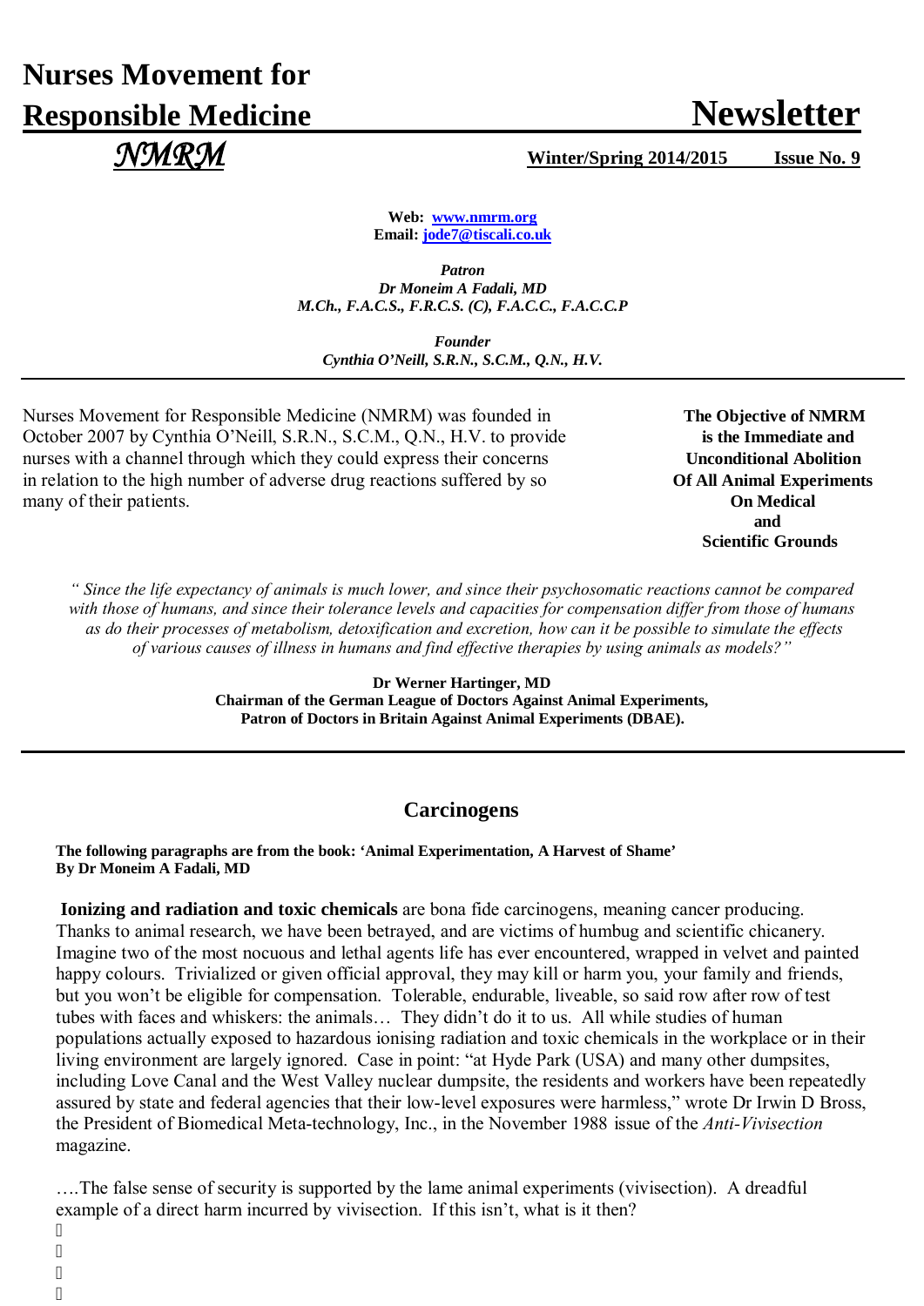# Nurses Movement for Responsible Medicine

# Newsletter

***NMRM***

**Winter/Spring 2014/2015 Issue No. 9**

**Web: www.nmrm.org**
**Email: jode7@tiscali.co.uk**

***Patron***
***Dr Moneim A Fadali, MD***
***M.Ch., F.A.C.S., F.R.C.S. (C), F.A.C.C., F.A.C.C.P***

***Founder***
***Cynthia O'Neill, S.R.N., S.C.M., Q.N., H.V.***

---

Nurses Movement for Responsible Medicine (NMRM) was founded in October 2007 by Cynthia O'Neill, S.R.N., S.C.M., Q.N., H.V. to provide nurses with a channel through which they could express their concerns in relation to the high number of adverse drug reactions suffered by so many of their patients.

**The Objective of NMRM is the Immediate and Unconditional Abolition Of All Animal Experiments On Medical and Scientific Grounds**

*" Since the life expectancy of animals is much lower, and since their psychosomatic reactions cannot be compared with those of humans, and since their tolerance levels and capacities for compensation differ from those of humans as do their processes of metabolism, detoxification and excretion, how can it be possible to simulate the effects of various causes of illness in humans and find effective therapies by using animals as models?"*

**Dr Werner Hartinger, MD**
**Chairman of the German League of Doctors Against Animal Experiments,**
**Patron of Doctors in Britain Against Animal Experiments (DBAE).**

---

## Carcinogens

**The following paragraphs are from the book: 'Animal Experimentation, A Harvest of Shame'**
**By Dr Moneim A Fadali, MD**

**Ionizing and radiation and toxic chemicals** are bona fide carcinogens, meaning cancer producing. Thanks to animal research, we have been betrayed, and are victims of humbug and scientific chicanery. Imagine two of the most nocuous and lethal agents life has ever encountered, wrapped in velvet and painted happy colours. Trivialized or given official approval, they may kill or harm you, your family and friends, but you won't be eligible for compensation. Tolerable, endurable, liveable, so said row after row of test tubes with faces and whiskers: the animals… They didn't do it to us. All while studies of human populations actually exposed to hazardous ionising radiation and toxic chemicals in the workplace or in their living environment are largely ignored. Case in point: "at Hyde Park (USA) and many other dumpsites, including Love Canal and the West Valley nuclear dumpsite, the residents and workers have been repeatedly assured by state and federal agencies that their low-level exposures were harmless," wrote Dr Irwin D Bross, the President of Biomedical Meta-technology, Inc., in the November 1988 issue of the *Anti-Vivisection* magazine.

….The false sense of security is supported by the lame animal experiments (vivisection). A dreadful example of a direct harm incurred by vivisection. If this isn't, what is it then?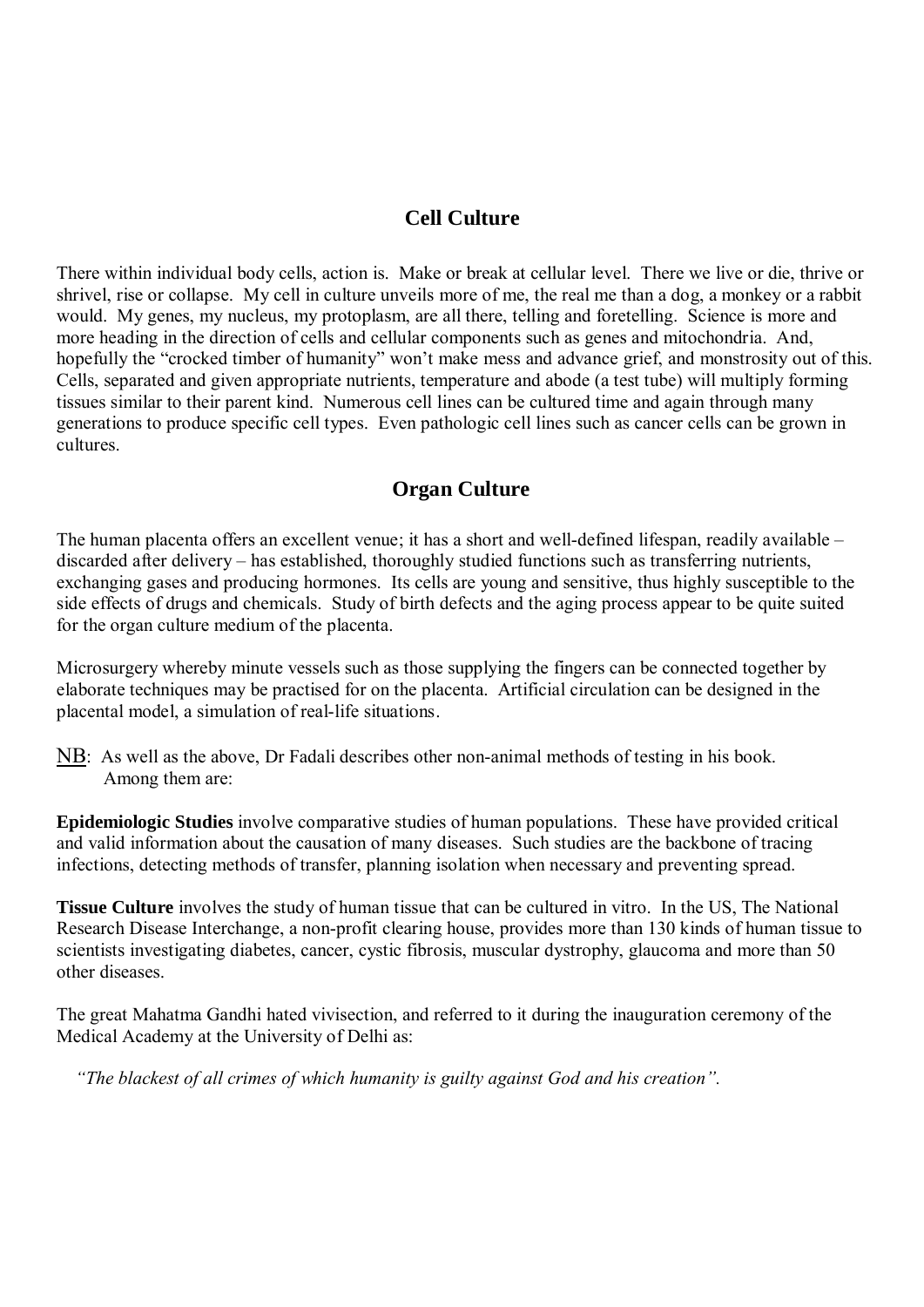## Cell Culture

There within individual body cells, action is. Make or break at cellular level. There we live or die, thrive or shrivel, rise or collapse. My cell in culture unveils more of me, the real me than a dog, a monkey or a rabbit would. My genes, my nucleus, my protoplasm, are all there, telling and foretelling. Science is more and more heading in the direction of cells and cellular components such as genes and mitochondria. And, hopefully the "crocked timber of humanity" won't make mess and advance grief, and monstrosity out of this. Cells, separated and given appropriate nutrients, temperature and abode (a test tube) will multiply forming tissues similar to their parent kind. Numerous cell lines can be cultured time and again through many generations to produce specific cell types. Even pathologic cell lines such as cancer cells can be grown in cultures.

## Organ Culture

The human placenta offers an excellent venue; it has a short and well-defined lifespan, readily available – discarded after delivery – has established, thoroughly studied functions such as transferring nutrients, exchanging gases and producing hormones. Its cells are young and sensitive, thus highly susceptible to the side effects of drugs and chemicals. Study of birth defects and the aging process appear to be quite suited for the organ culture medium of the placenta.

Microsurgery whereby minute vessels such as those supplying the fingers can be connected together by elaborate techniques may be practised for on the placenta. Artificial circulation can be designed in the placental model, a simulation of real-life situations.

<u>NB</u>: As well as the above, Dr Fadali describes other non-animal methods of testing in his book. Among them are:

**Epidemiologic Studies** involve comparative studies of human populations. These have provided critical and valid information about the causation of many diseases. Such studies are the backbone of tracing infections, detecting methods of transfer, planning isolation when necessary and preventing spread.

**Tissue Culture** involves the study of human tissue that can be cultured in vitro. In the US, The National Research Disease Interchange, a non-profit clearing house, provides more than 130 kinds of human tissue to scientists investigating diabetes, cancer, cystic fibrosis, muscular dystrophy, glaucoma and more than 50 other diseases.

The great Mahatma Gandhi hated vivisection, and referred to it during the inauguration ceremony of the Medical Academy at the University of Delhi as:

*"The blackest of all crimes of which humanity is guilty against God and his creation".*